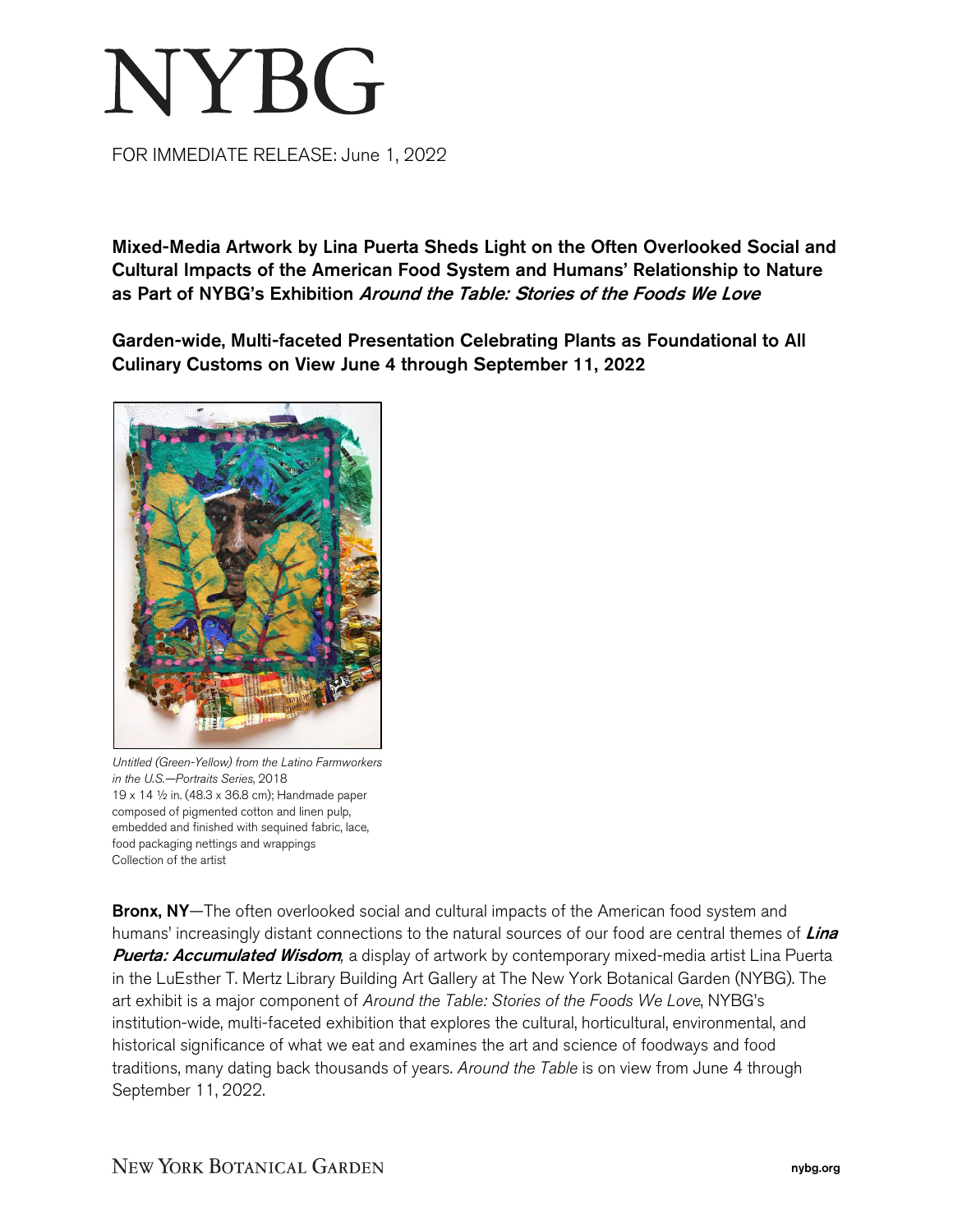# NYBG

FOR IMMEDIATE RELEASE: June 1, 2022

**Mixed-Media Artwork by Lina Puerta Sheds Light on the Often Overlooked Social and Cultural Impacts of the American Food System and Humans' Relationship to Nature as Part of NYBG's Exhibition *Around the Table: Stories of the Foods We Love***

**Garden-wide, Multi-faceted Presentation Celebrating Plants as Foundational to All Culinary Customs on View June 4 through September 11, 2022**

*Untitled (Green-Yellow) from the Latino Farmworkers in the U.S.—Portraits Series*, 2018
19 x 14 ½ in. (48.3 x 36.8 cm); Handmade paper composed of pigmented cotton and linen pulp, embedded and finished with sequined fabric, lace, food packaging nettings and wrappings
Collection of the artist

**Bronx, NY**—The often overlooked social and cultural impacts of the American food system and humans' increasingly distant connections to the natural sources of our food are central themes of ***Lina Puerta: Accumulated Wisdom***, a display of artwork by contemporary mixed-media artist Lina Puerta in the LuEsther T. Mertz Library Building Art Gallery at The New York Botanical Garden (NYBG). The art exhibit is a major component of *Around the Table: Stories of the Foods We Love*, NYBG's institution-wide, multi-faceted exhibition that explores the cultural, horticultural, environmental, and historical significance of what we eat and examines the art and science of foodways and food traditions, many dating back thousands of years. *Around the Table* is on view from June 4 through September 11, 2022.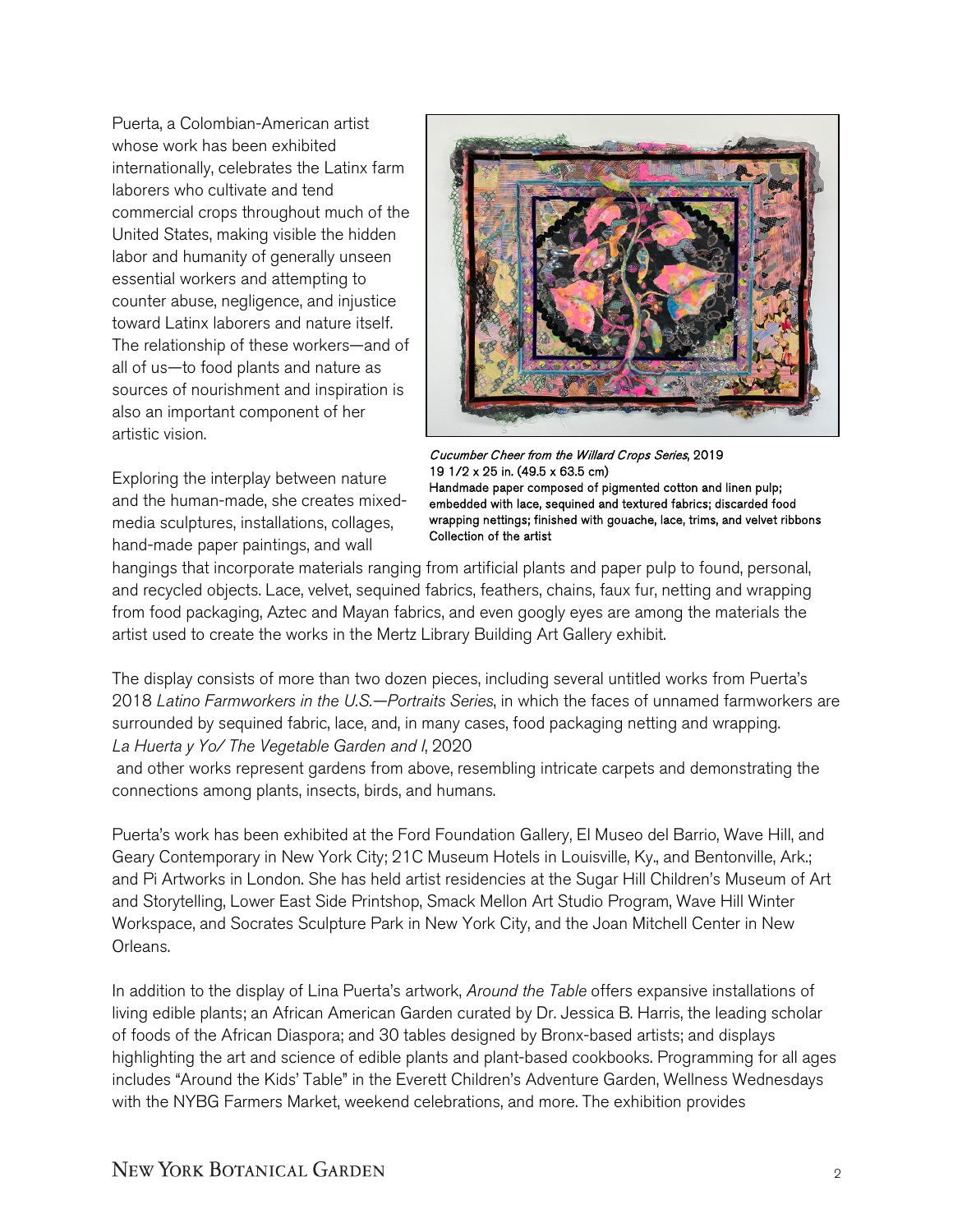Puerta, a Colombian-American artist whose work has been exhibited internationally, celebrates the Latinx farm laborers who cultivate and tend commercial crops throughout much of the United States, making visible the hidden labor and humanity of generally unseen essential workers and attempting to counter abuse, negligence, and injustice toward Latinx laborers and nature itself. The relationship of these workers—and of all of us—to food plants and nature as sources of nourishment and inspiration is also an important component of her artistic vision.

*Cucumber Cheer from the Willard Crops Series*, 2019
19 1/2 x 25 in. (49.5 x 63.5 cm)
Handmade paper composed of pigmented cotton and linen pulp; embedded with lace, sequined and textured fabrics; discarded food wrapping nettings; finished with gouache, lace, trims, and velvet ribbons
Collection of the artist

Exploring the interplay between nature and the human-made, she creates mixed-media sculptures, installations, collages, hand-made paper paintings, and wall hangings that incorporate materials ranging from artificial plants and paper pulp to found, personal, and recycled objects. Lace, velvet, sequined fabrics, feathers, chains, faux fur, netting and wrapping from food packaging, Aztec and Mayan fabrics, and even googly eyes are among the materials the artist used to create the works in the Mertz Library Building Art Gallery exhibit.

The display consists of more than two dozen pieces, including several untitled works from Puerta's 2018 *Latino Farmworkers in the U.S.—Portraits Series*, in which the faces of unnamed farmworkers are surrounded by sequined fabric, lace, and, in many cases, food packaging netting and wrapping. *La Huerta y Yo/ The Vegetable Garden and I*, 2020 and other works represent gardens from above, resembling intricate carpets and demonstrating the connections among plants, insects, birds, and humans.

Puerta's work has been exhibited at the Ford Foundation Gallery, El Museo del Barrio, Wave Hill, and Geary Contemporary in New York City; 21C Museum Hotels in Louisville, Ky., and Bentonville, Ark.; and Pi Artworks in London. She has held artist residencies at the Sugar Hill Children's Museum of Art and Storytelling, Lower East Side Printshop, Smack Mellon Art Studio Program, Wave Hill Winter Workspace, and Socrates Sculpture Park in New York City, and the Joan Mitchell Center in New Orleans.

In addition to the display of Lina Puerta's artwork, *Around the Table* offers expansive installations of living edible plants; an African American Garden curated by Dr. Jessica B. Harris, the leading scholar of foods of the African Diaspora; and 30 tables designed by Bronx-based artists; and displays highlighting the art and science of edible plants and plant-based cookbooks. Programming for all ages includes "Around the Kids' Table" in the Everett Children's Adventure Garden, Wellness Wednesdays with the NYBG Farmers Market, weekend celebrations, and more. The exhibition provides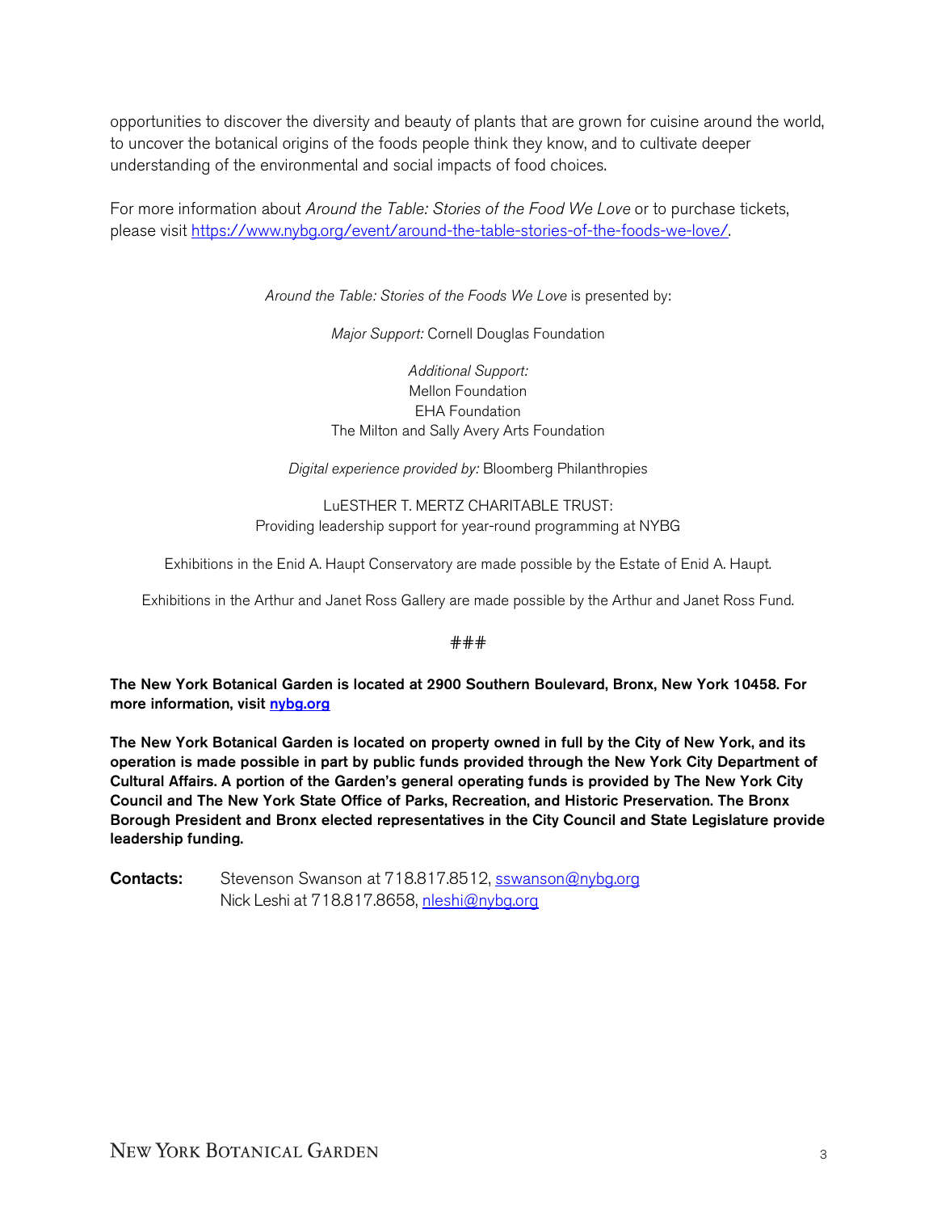opportunities to discover the diversity and beauty of plants that are grown for cuisine around the world, to uncover the botanical origins of the foods people think they know, and to cultivate deeper understanding of the environmental and social impacts of food choices.

For more information about *Around the Table: Stories of the Food We Love* or to purchase tickets, please visit [https://www.nybg.org/event/around-the-table-stories-of-the-foods-we-love/](https://www.nybg.org/event/around-the-table-stories-of-the-foods-we-love/).

*Around the Table: Stories of the Foods We Love* is presented by:

*Major Support:* Cornell Douglas Foundation

*Additional Support:*
Mellon Foundation
EHA Foundation
The Milton and Sally Avery Arts Foundation

*Digital experience provided by:* Bloomberg Philanthropies

LuESTHER T. MERTZ CHARITABLE TRUST:
Providing leadership support for year-round programming at NYBG

Exhibitions in the Enid A. Haupt Conservatory are made possible by the Estate of Enid A. Haupt.

Exhibitions in the Arthur and Janet Ross Gallery are made possible by the Arthur and Janet Ross Fund.

###

**The New York Botanical Garden is located at 2900 Southern Boulevard, Bronx, New York 10458. For more information, visit [nybg.org](https://nybg.org)**

**The New York Botanical Garden is located on property owned in full by the City of New York, and its operation is made possible in part by public funds provided through the New York City Department of Cultural Affairs. A portion of the Garden's general operating funds is provided by The New York City Council and The New York State Office of Parks, Recreation, and Historic Preservation. The Bronx Borough President and Bronx elected representatives in the City Council and State Legislature provide leadership funding.**

**Contacts:** Stevenson Swanson at 718.817.8512, sswanson@nybg.org
Nick Leshi at 718.817.8658, nleshi@nybg.org